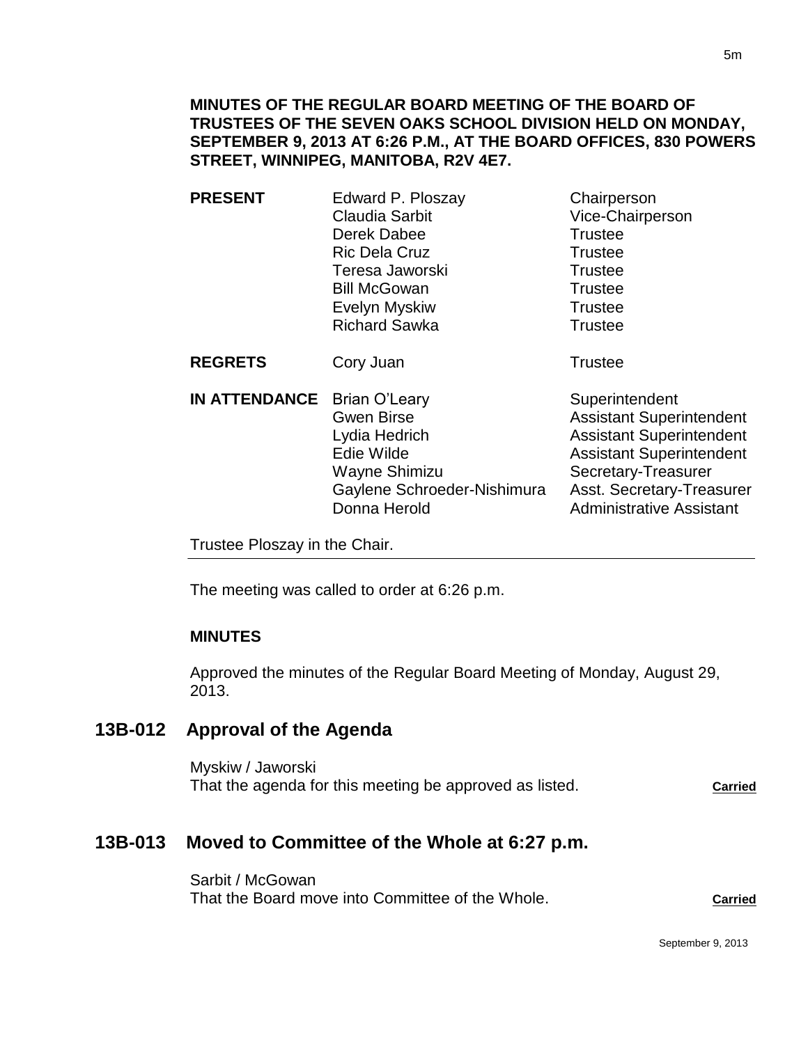**MINUTES OF THE REGULAR BOARD MEETING OF THE BOARD OF TRUSTEES OF THE SEVEN OAKS SCHOOL DIVISION HELD ON MONDAY, SEPTEMBER 9, 2013 AT 6:26 P.M., AT THE BOARD OFFICES, 830 POWERS STREET, WINNIPEG, MANITOBA, R2V 4E7.**

| | | |
|---|---|---|
| **PRESENT** | Edward P. Ploszay | Chairperson |
| | Claudia Sarbit | Vice-Chairperson |
| | Derek Dabee | Trustee |
| | Ric Dela Cruz | Trustee |
| | Teresa Jaworski | Trustee |
| | Bill McGowan | Trustee |
| | Evelyn Myskiw | Trustee |
| | Richard Sawka | Trustee |
| **REGRETS** | Cory Juan | Trustee |
| **IN ATTENDANCE** | Brian O'Leary | Superintendent |
| | Gwen Birse | Assistant Superintendent |
| | Lydia Hedrich | Assistant Superintendent |
| | Edie Wilde | Assistant Superintendent |
| | Wayne Shimizu | Secretary-Treasurer |
| | Gaylene Schroeder-Nishimura | Asst. Secretary-Treasurer |
| | Donna Herold | Administrative Assistant |

Trustee Ploszay in the Chair.

The meeting was called to order at 6:26 p.m.

**MINUTES**

Approved the minutes of the Regular Board Meeting of Monday, August 29, 2013.

## 13B-012 Approval of the Agenda

Myskiw / Jaworski
That the agenda for this meeting be approved as listed. **Carried**

## 13B-013 Moved to Committee of the Whole at 6:27 p.m.

Sarbit / McGowan
That the Board move into Committee of the Whole. **Carried**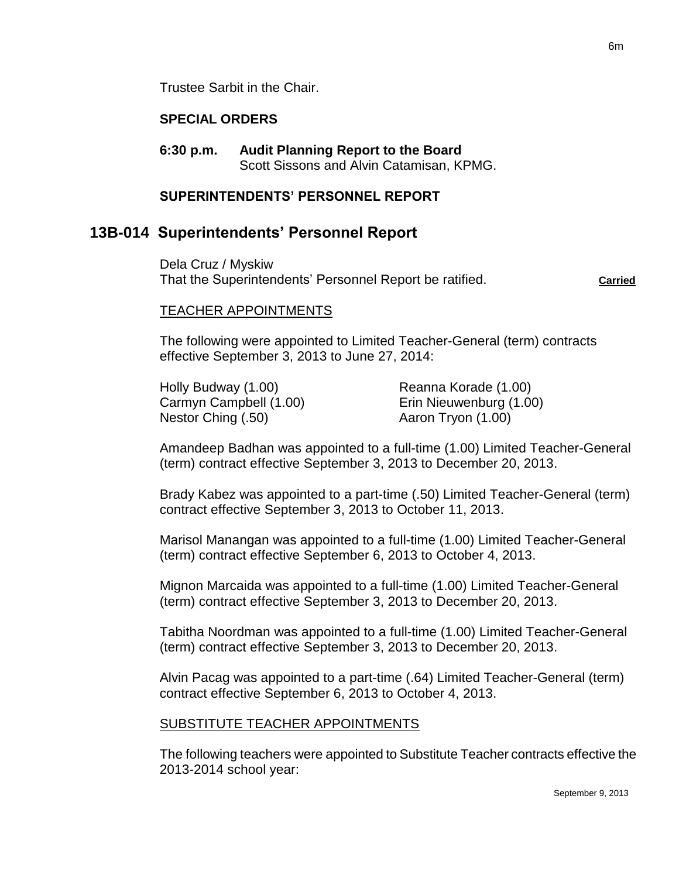Trustee Sarbit in the Chair.

**SPECIAL ORDERS**

**6:30 p.m.** **Audit Planning Report to the Board**
Scott Sissons and Alvin Catamisan, KPMG.

**SUPERINTENDENTS' PERSONNEL REPORT**

## 13B-014 Superintendents' Personnel Report

Dela Cruz / Myskiw
That the Superintendents' Personnel Report be ratified. **Carried**

TEACHER APPOINTMENTS

The following were appointed to Limited Teacher-General (term) contracts effective September 3, 2013 to June 27, 2014:

| | |
|---|---|
| Holly Budway (1.00) | Reanna Korade (1.00) |
| Carmyn Campbell (1.00) | Erin Nieuwenburg (1.00) |
| Nestor Ching (.50) | Aaron Tryon (1.00) |

Amandeep Badhan was appointed to a full-time (1.00) Limited Teacher-General (term) contract effective September 3, 2013 to December 20, 2013.

Brady Kabez was appointed to a part-time (.50) Limited Teacher-General (term) contract effective September 3, 2013 to October 11, 2013.

Marisol Manangan was appointed to a full-time (1.00) Limited Teacher-General (term) contract effective September 6, 2013 to October 4, 2013.

Mignon Marcaida was appointed to a full-time (1.00) Limited Teacher-General (term) contract effective September 3, 2013 to December 20, 2013.

Tabitha Noordman was appointed to a full-time (1.00) Limited Teacher-General (term) contract effective September 3, 2013 to December 20, 2013.

Alvin Pacag was appointed to a part-time (.64) Limited Teacher-General (term) contract effective September 6, 2013 to October 4, 2013.

SUBSTITUTE TEACHER APPOINTMENTS

The following teachers were appointed to Substitute Teacher contracts effective the 2013-2014 school year: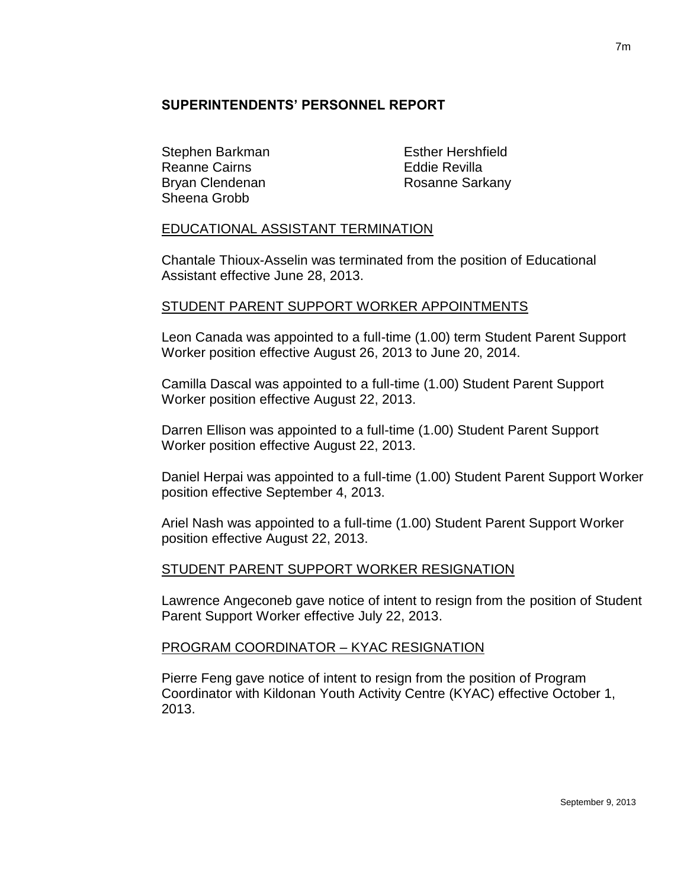## SUPERINTENDENTS' PERSONNEL REPORT

Stephen Barkman
Reanne Cairns
Bryan Clendenan
Sheena Grobb
Esther Hershfield
Eddie Revilla
Rosanne Sarkany

<u>EDUCATIONAL ASSISTANT TERMINATION</u>

Chantale Thioux-Asselin was terminated from the position of Educational Assistant effective June 28, 2013.

<u>STUDENT PARENT SUPPORT WORKER APPOINTMENTS</u>

Leon Canada was appointed to a full-time (1.00) term Student Parent Support Worker position effective August 26, 2013 to June 20, 2014.

Camilla Dascal was appointed to a full-time (1.00) Student Parent Support Worker position effective August 22, 2013.

Darren Ellison was appointed to a full-time (1.00) Student Parent Support Worker position effective August 22, 2013.

Daniel Herpai was appointed to a full-time (1.00) Student Parent Support Worker position effective September 4, 2013.

Ariel Nash was appointed to a full-time (1.00) Student Parent Support Worker position effective August 22, 2013.

<u>STUDENT PARENT SUPPORT WORKER RESIGNATION</u>

Lawrence Angeconeb gave notice of intent to resign from the position of Student Parent Support Worker effective July 22, 2013.

<u>PROGRAM COORDINATOR – KYAC RESIGNATION</u>

Pierre Feng gave notice of intent to resign from the position of Program Coordinator with Kildonan Youth Activity Centre (KYAC) effective October 1, 2013.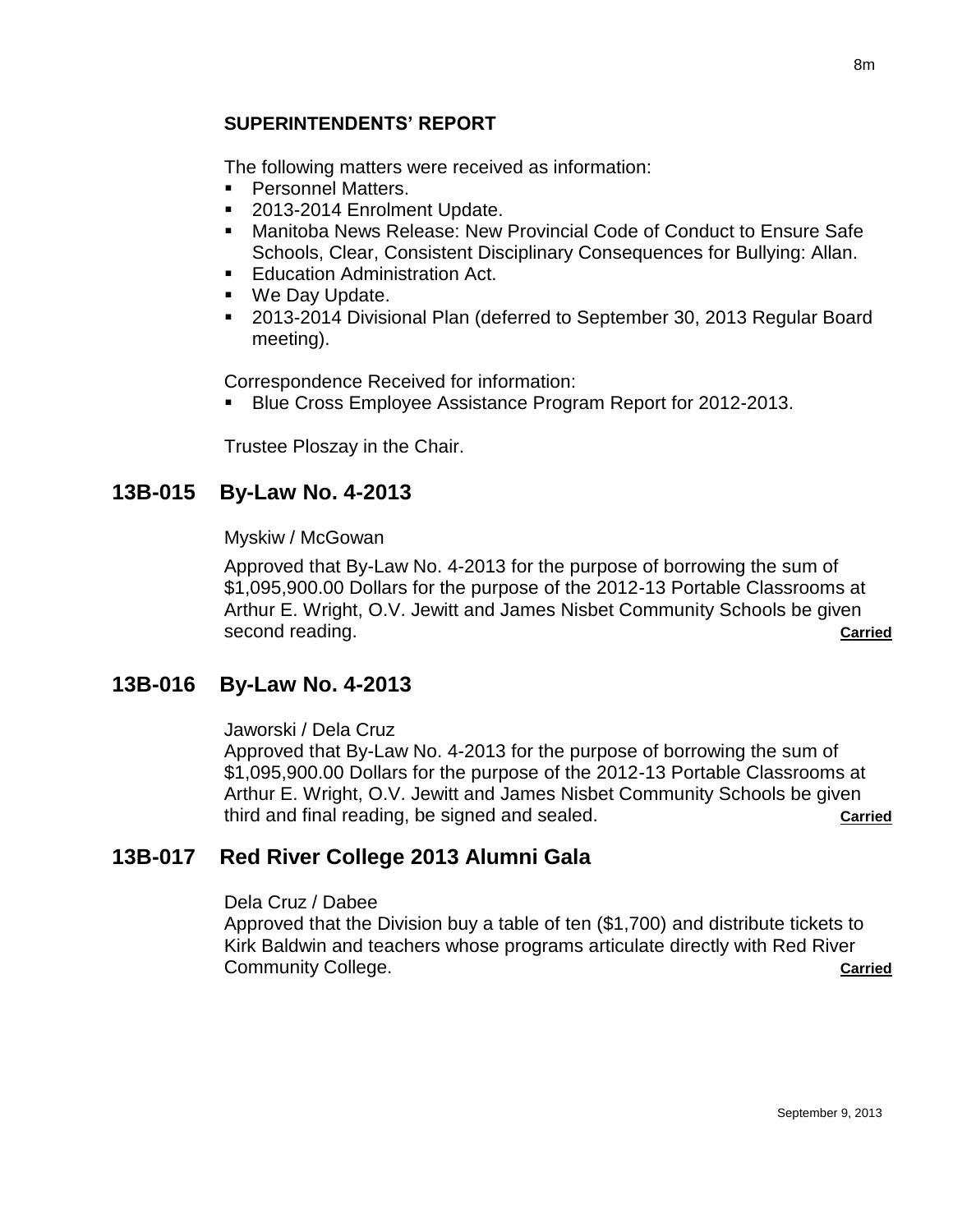## SUPERINTENDENTS' REPORT

The following matters were received as information:

- Personnel Matters.
- 2013-2014 Enrolment Update.
- Manitoba News Release: New Provincial Code of Conduct to Ensure Safe Schools, Clear, Consistent Disciplinary Consequences for Bullying: Allan.
- Education Administration Act.
- We Day Update.
- 2013-2014 Divisional Plan (deferred to September 30, 2013 Regular Board meeting).

Correspondence Received for information:

- Blue Cross Employee Assistance Program Report for 2012-2013.

Trustee Ploszay in the Chair.

## 13B-015 By-Law No. 4-2013

Myskiw / McGowan

Approved that By-Law No. 4-2013 for the purpose of borrowing the sum of $1,095,900.00 Dollars for the purpose of the 2012-13 Portable Classrooms at Arthur E. Wright, O.V. Jewitt and James Nisbet Community Schools be given second reading. **Carried**

## 13B-016 By-Law No. 4-2013

Jaworski / Dela Cruz

Approved that By-Law No. 4-2013 for the purpose of borrowing the sum of $1,095,900.00 Dollars for the purpose of the 2012-13 Portable Classrooms at Arthur E. Wright, O.V. Jewitt and James Nisbet Community Schools be given third and final reading, be signed and sealed. **Carried**

## 13B-017 Red River College 2013 Alumni Gala

Dela Cruz / Dabee

Approved that the Division buy a table of ten ($1,700) and distribute tickets to Kirk Baldwin and teachers whose programs articulate directly with Red River Community College. **Carried**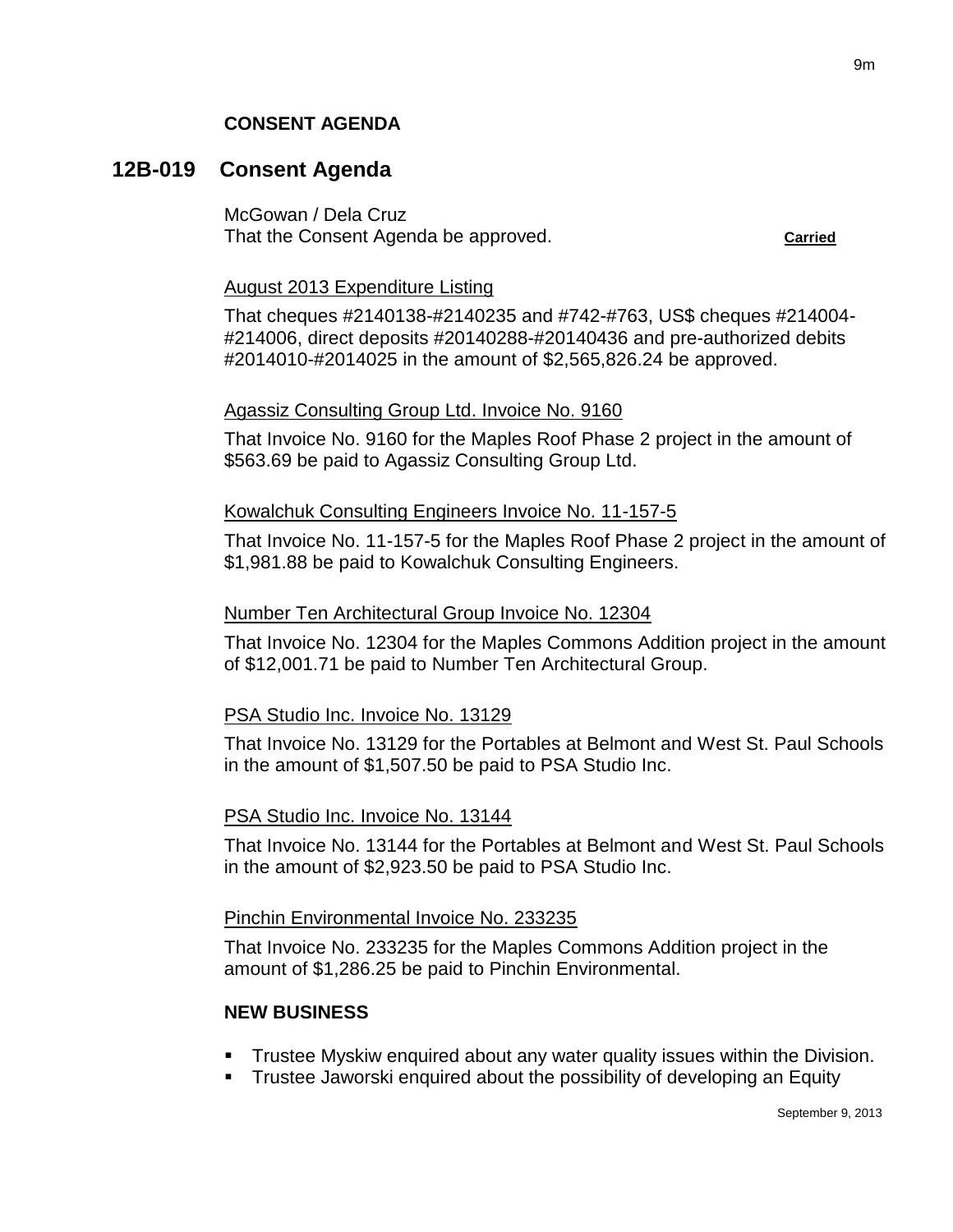**CONSENT AGENDA**

## 12B-019 Consent Agenda

McGowan / Dela Cruz
That the Consent Agenda be approved. **Carried**

August 2013 Expenditure Listing

That cheques #2140138-#2140235 and #742-#763, US$ cheques #214004-#214006, direct deposits #20140288-#20140436 and pre-authorized debits #2014010-#2014025 in the amount of $2,565,826.24 be approved.

Agassiz Consulting Group Ltd. Invoice No. 9160

That Invoice No. 9160 for the Maples Roof Phase 2 project in the amount of $563.69 be paid to Agassiz Consulting Group Ltd.

Kowalchuk Consulting Engineers Invoice No. 11-157-5

That Invoice No. 11-157-5 for the Maples Roof Phase 2 project in the amount of $1,981.88 be paid to Kowalchuk Consulting Engineers.

Number Ten Architectural Group Invoice No. 12304

That Invoice No. 12304 for the Maples Commons Addition project in the amount of $12,001.71 be paid to Number Ten Architectural Group.

PSA Studio Inc. Invoice No. 13129

That Invoice No. 13129 for the Portables at Belmont and West St. Paul Schools in the amount of $1,507.50 be paid to PSA Studio Inc.

PSA Studio Inc. Invoice No. 13144

That Invoice No. 13144 for the Portables at Belmont and West St. Paul Schools in the amount of $2,923.50 be paid to PSA Studio Inc.

Pinchin Environmental Invoice No. 233235

That Invoice No. 233235 for the Maples Commons Addition project in the amount of $1,286.25 be paid to Pinchin Environmental.

**NEW BUSINESS**

- Trustee Myskiw enquired about any water quality issues within the Division.
- Trustee Jaworski enquired about the possibility of developing an Equity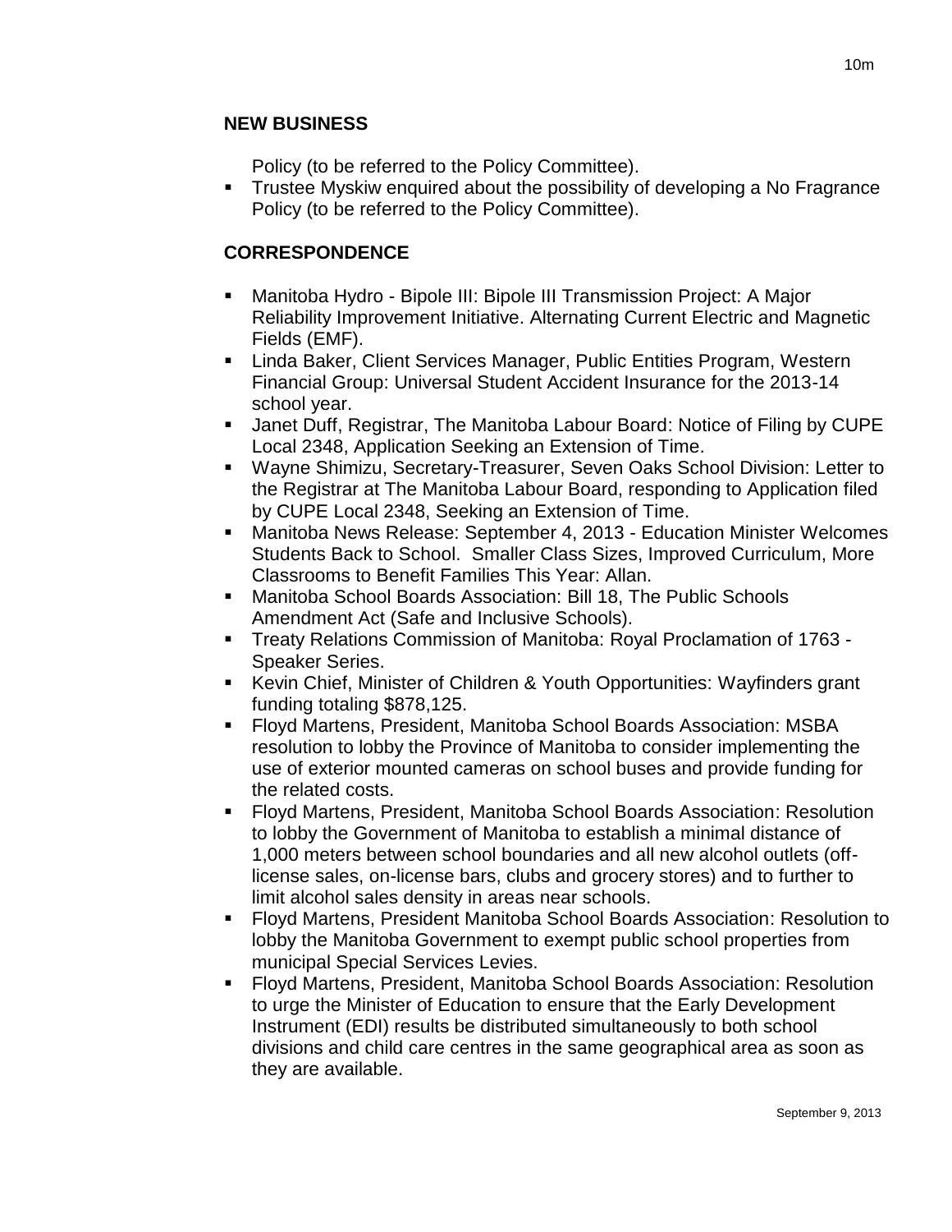## NEW BUSINESS

Policy (to be referred to the Policy Committee).

- Trustee Myskiw enquired about the possibility of developing a No Fragrance Policy (to be referred to the Policy Committee).

## CORRESPONDENCE

- Manitoba Hydro - Bipole III: Bipole III Transmission Project: A Major Reliability Improvement Initiative. Alternating Current Electric and Magnetic Fields (EMF).
- Linda Baker, Client Services Manager, Public Entities Program, Western Financial Group: Universal Student Accident Insurance for the 2013-14 school year.
- Janet Duff, Registrar, The Manitoba Labour Board: Notice of Filing by CUPE Local 2348, Application Seeking an Extension of Time.
- Wayne Shimizu, Secretary-Treasurer, Seven Oaks School Division: Letter to the Registrar at The Manitoba Labour Board, responding to Application filed by CUPE Local 2348, Seeking an Extension of Time.
- Manitoba News Release: September 4, 2013 - Education Minister Welcomes Students Back to School. Smaller Class Sizes, Improved Curriculum, More Classrooms to Benefit Families This Year: Allan.
- Manitoba School Boards Association: Bill 18, The Public Schools Amendment Act (Safe and Inclusive Schools).
- Treaty Relations Commission of Manitoba: Royal Proclamation of 1763 - Speaker Series.
- Kevin Chief, Minister of Children & Youth Opportunities: Wayfinders grant funding totaling $878,125.
- Floyd Martens, President, Manitoba School Boards Association: MSBA resolution to lobby the Province of Manitoba to consider implementing the use of exterior mounted cameras on school buses and provide funding for the related costs.
- Floyd Martens, President, Manitoba School Boards Association: Resolution to lobby the Government of Manitoba to establish a minimal distance of 1,000 meters between school boundaries and all new alcohol outlets (off-license sales, on-license bars, clubs and grocery stores) and to further to limit alcohol sales density in areas near schools.
- Floyd Martens, President Manitoba School Boards Association: Resolution to lobby the Manitoba Government to exempt public school properties from municipal Special Services Levies.
- Floyd Martens, President, Manitoba School Boards Association: Resolution to urge the Minister of Education to ensure that the Early Development Instrument (EDI) results be distributed simultaneously to both school divisions and child care centres in the same geographical area as soon as they are available.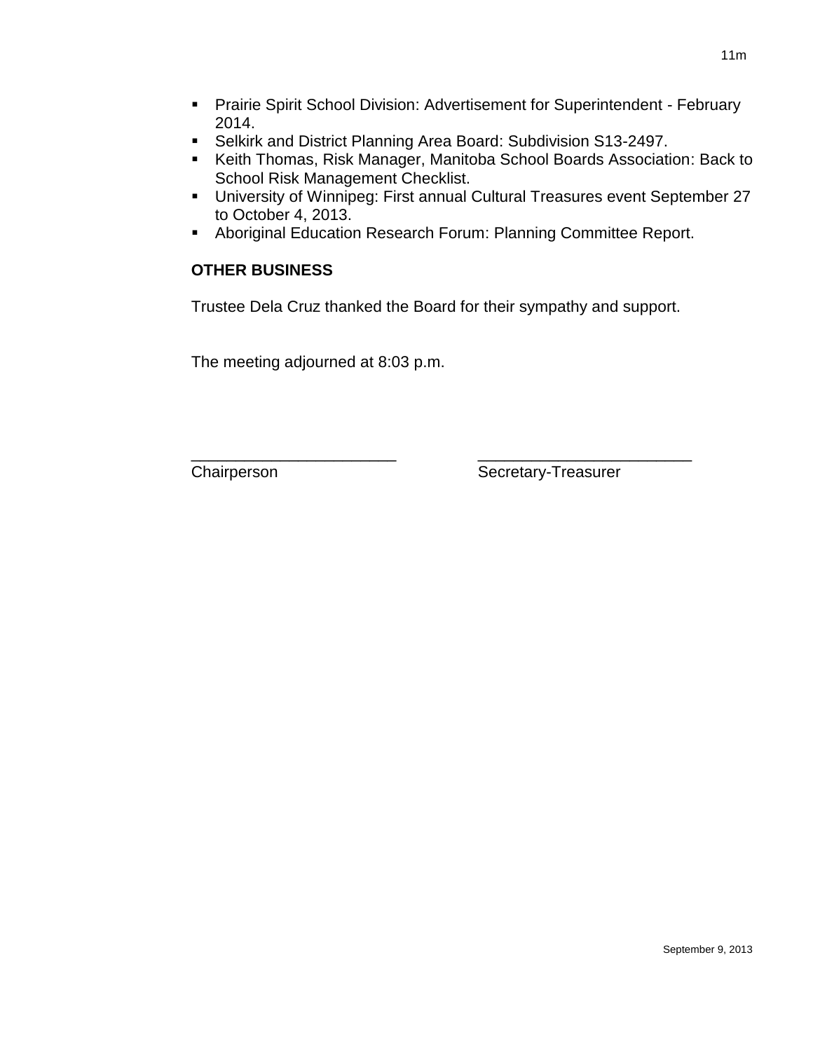- Prairie Spirit School Division: Advertisement for Superintendent - February 2014.
- Selkirk and District Planning Area Board: Subdivision S13-2497.
- Keith Thomas, Risk Manager, Manitoba School Boards Association: Back to School Risk Management Checklist.
- University of Winnipeg: First annual Cultural Treasures event September 27 to October 4, 2013.
- Aboriginal Education Research Forum: Planning Committee Report.

**OTHER BUSINESS**

Trustee Dela Cruz thanked the Board for their sympathy and support.

The meeting adjourned at 8:03 p.m.

_______________________ _______________________

Chairperson Secretary-Treasurer